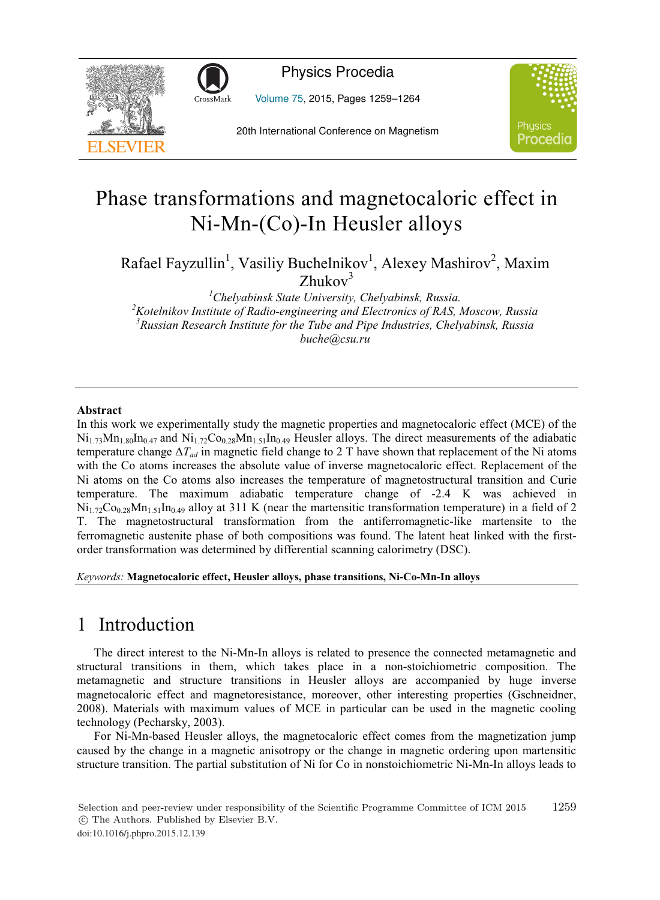# Phase transformations and magnetocaloric effect in Ni-Mn-(Co)-In Heusler alloys

Rafael Fayzullin[1], Vasiliy Buchelnikov[1], Alexey Mashirov[2], Maxim Zhukov[3]

[1]Chelyabinsk State University, Chelyabinsk, Russia.
[2]Kotelnikov Institute of Radio-engineering and Electronics of RAS, Moscow, Russia
[3]Russian Research Institute for the Tube and Pipe Industries, Chelyabinsk, Russia
buche@csu.ru

## Abstract

In this work we experimentally study the magnetic properties and magnetocaloric effect (MCE) of the $Ni_{1.73}Mn_{1.80}In_{0.47}$ and $Ni_{1.72}Co_{0.28}Mn_{1.51}In_{0.49}$ Heusler alloys. The direct measurements of the adiabatic temperature change $\Delta T_{ad}$ in magnetic field change to 2 T have shown that replacement of the Ni atoms with the Co atoms increases the absolute value of inverse magnetocaloric effect. Replacement of the Ni atoms on the Co atoms also increases the temperature of magnetostructural transition and Curie temperature. The maximum adiabatic temperature change of -2.4 K was achieved in $Ni_{1.72}Co_{0.28}Mn_{1.51}In_{0.49}$ alloy at 311 K (near the martensitic transformation temperature) in a field of 2 T. The magnetostructural transformation from the antiferromagnetic-like martensite to the ferromagnetic austenite phase of both compositions was found. The latent heat linked with the first-order transformation was determined by differential scanning calorimetry (DSC).

*Keywords:* **Magnetocaloric effect, Heusler alloys, phase transitions, Ni-Co-Mn-In alloys**

# 1 Introduction

The direct interest to the Ni-Mn-In alloys is related to presence the connected metamagnetic and structural transitions in them, which takes place in a non-stoichiometric composition. The metamagnetic and structure transitions in Heusler alloys are accompanied by huge inverse magnetocaloric effect and magnetoresistance, moreover, other interesting properties (Gschneidner, 2008). Materials with maximum values of MCE in particular can be used in the magnetic cooling technology (Pecharsky, 2003).

For Ni-Mn-based Heusler alloys, the magnetocaloric effect comes from the magnetization jump caused by the change in a magnetic anisotropy or the change in magnetic ordering upon martensitic structure transition. The partial substitution of Ni for Co in nonstoichiometric Ni-Mn-In alloys leads to

Selection and peer-review under responsibility of the Scientific Programme Committee of ICM 2015
© The Authors. Published by Elsevier B.V.
doi:10.1016/j.phpro.2015.12.139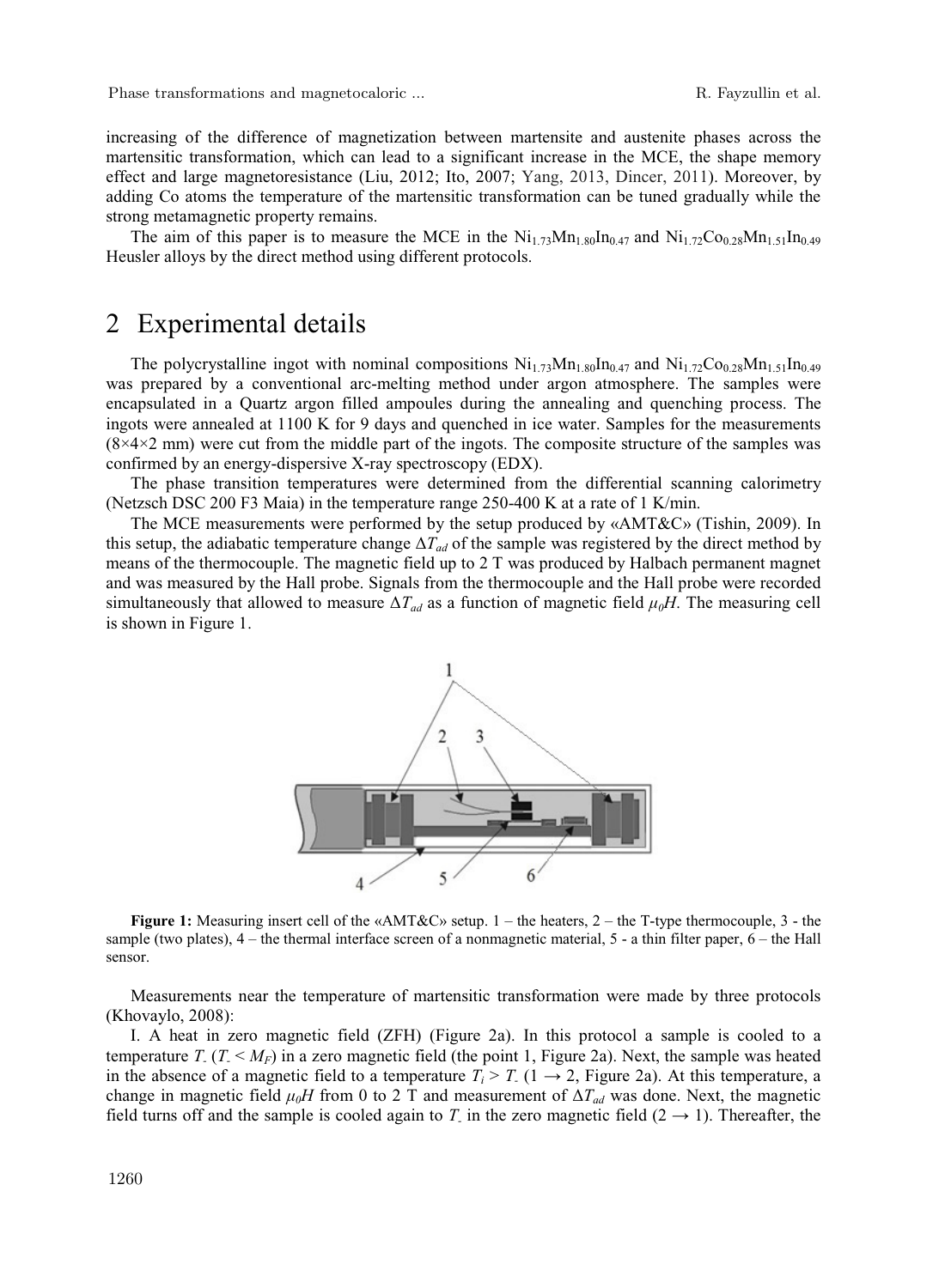increasing of the difference of magnetization between martensite and austenite phases across the martensitic transformation, which can lead to a significant increase in the MCE, the shape memory effect and large magnetoresistance (Liu, 2012; Ito, 2007; Yang, 2013, Dincer, 2011). Moreover, by adding Co atoms the temperature of the martensitic transformation can be tuned gradually while the strong metamagnetic property remains.

The aim of this paper is to measure the MCE in the $Ni_{1.73}Mn_{1.80}In_{0.47}$ and $Ni_{1.72}Co_{0.28}Mn_{1.51}In_{0.49}$ Heusler alloys by the direct method using different protocols.

# 2 Experimental details

The polycrystalline ingot with nominal compositions $Ni_{1.73}Mn_{1.80}In_{0.47}$ and $Ni_{1.72}Co_{0.28}Mn_{1.51}In_{0.49}$ was prepared by a conventional arc-melting method under argon atmosphere. The samples were encapsulated in a Quartz argon filled ampoules during the annealing and quenching process. The ingots were annealed at 1100 K for 9 days and quenched in ice water. Samples for the measurements (8×4×2 mm) were cut from the middle part of the ingots. The composite structure of the samples was confirmed by an energy-dispersive X-ray spectroscopy (EDX).

The phase transition temperatures were determined from the differential scanning calorimetry (Netzsch DSC 200 F3 Maia) in the temperature range 250-400 K at a rate of 1 K/min.

The MCE measurements were performed by the setup produced by «AMT&C» (Tishin, 2009). In this setup, the adiabatic temperature change $\Delta T_{ad}$ of the sample was registered by the direct method by means of the thermocouple. The magnetic field up to 2 T was produced by Halbach permanent magnet and was measured by the Hall probe. Signals from the thermocouple and the Hall probe were recorded simultaneously that allowed to measure $\Delta T_{ad}$ as a function of magnetic field $\mu_0 H$. The measuring cell is shown in Figure 1.

**Figure 1:** Measuring insert cell of the «AMT&C» setup. 1 – the heaters, 2 – the T-type thermocouple, 3 - the sample (two plates), 4 – the thermal interface screen of a nonmagnetic material, 5 - a thin filter paper, 6 – the Hall sensor.

Measurements near the temperature of martensitic transformation were made by three protocols (Khovaylo, 2008):

I. A heat in zero magnetic field (ZFH) (Figure 2a). In this protocol a sample is cooled to a temperature $T_-$ ($T_- < M_F$) in a zero magnetic field (the point 1, Figure 2a). Next, the sample was heated in the absence of a magnetic field to a temperature $T_i > T_-$ ($1 \rightarrow 2$, Figure 2a). At this temperature, a change in magnetic field $\mu_0 H$ from 0 to 2 T and measurement of $\Delta T_{ad}$ was done. Next, the magnetic field turns off and the sample is cooled again to $T_-$ in the zero magnetic field ($2 \rightarrow 1$). Thereafter, the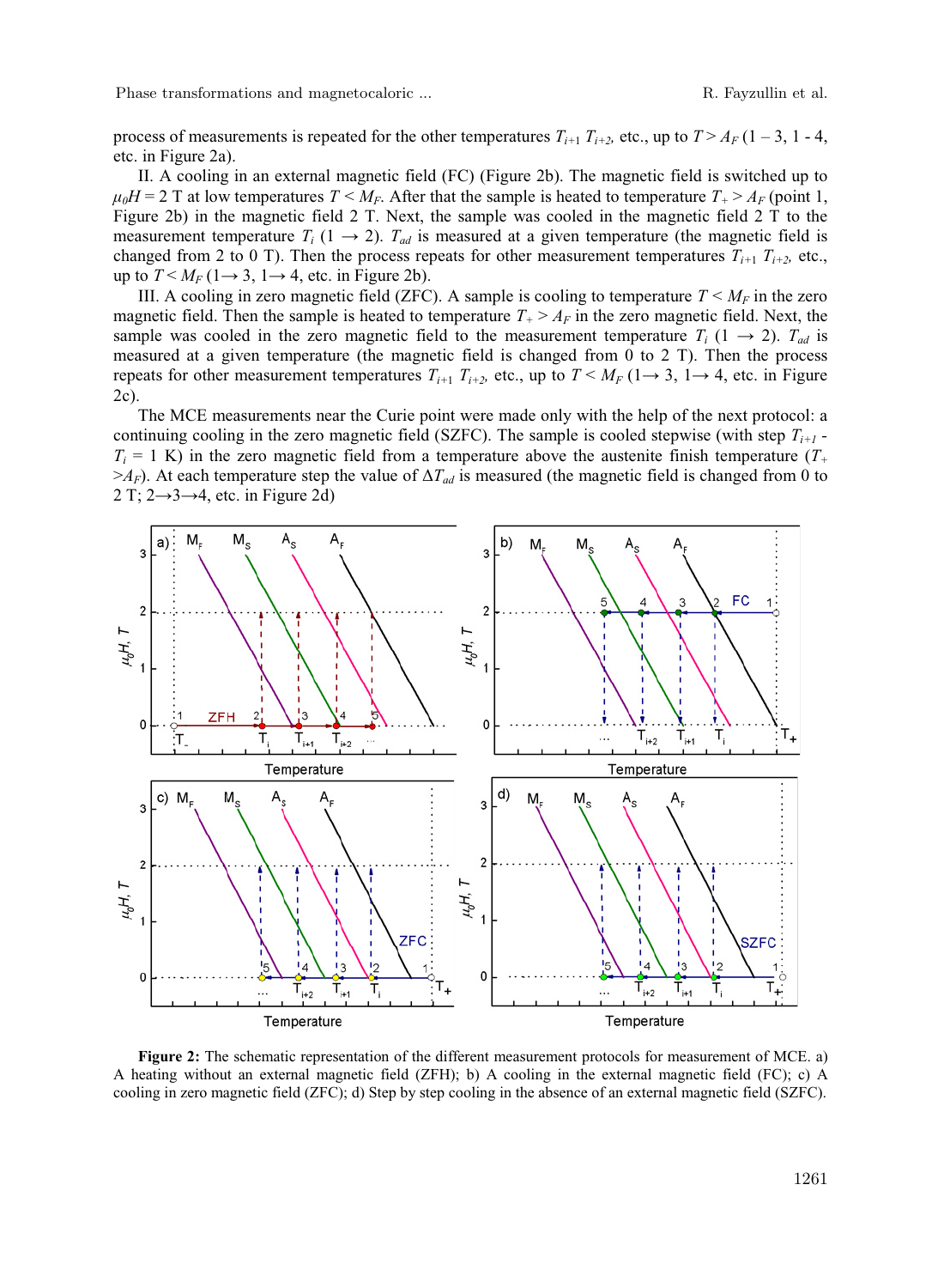process of measurements is repeated for the other temperatures $T_{i+1}$ $T_{i+2}$, etc., up to $T > A_F$ (1 – 3, 1 - 4, etc. in Figure 2a).

II. A cooling in an external magnetic field (FC) (Figure 2b). The magnetic field is switched up to $\mu_0 H$ = 2 T at low temperatures $T < M_F$. After that the sample is heated to temperature $T_+ > A_F$ (point 1, Figure 2b) in the magnetic field 2 T. Next, the sample was cooled in the magnetic field 2 T to the measurement temperature $T_i$ (1 $\rightarrow$ 2). $T_{ad}$ is measured at a given temperature (the magnetic field is changed from 2 to 0 T). Then the process repeats for other measurement temperatures $T_{i+1}$ $T_{i+2}$, etc., up to $T < M_F$ (1$\rightarrow$ 3, 1$\rightarrow$ 4, etc. in Figure 2b).

III. A cooling in zero magnetic field (ZFC). A sample is cooling to temperature $T < M_F$ in the zero magnetic field. Then the sample is heated to temperature $T_+ > A_F$ in the zero magnetic field. Next, the sample was cooled in the zero magnetic field to the measurement temperature $T_i$ (1 $\rightarrow$ 2). $T_{ad}$ is measured at a given temperature (the magnetic field is changed from 0 to 2 T). Then the process repeats for other measurement temperatures $T_{i+1}$ $T_{i+2}$, etc., up to $T < M_F$ (1$\rightarrow$ 3, 1$\rightarrow$ 4, etc. in Figure 2c).

The MCE measurements near the Curie point were made only with the help of the next protocol: a continuing cooling in the zero magnetic field (SZFC). The sample is cooled stepwise (with step $T_{i+1}$ - $T_i$ = 1 K) in the zero magnetic field from a temperature above the austenite finish temperature ($T_+ > A_F$). At each temperature step the value of $\Delta T_{ad}$ is measured (the magnetic field is changed from 0 to 2 T; 2$\rightarrow$3$\rightarrow$4, etc. in Figure 2d)

**Figure 2:** The schematic representation of the different measurement protocols for measurement of MCE. a) A heating without an external magnetic field (ZFH); b) A cooling in the external magnetic field (FC); c) A cooling in zero magnetic field (ZFC); d) Step by step cooling in the absence of an external magnetic field (SZFC).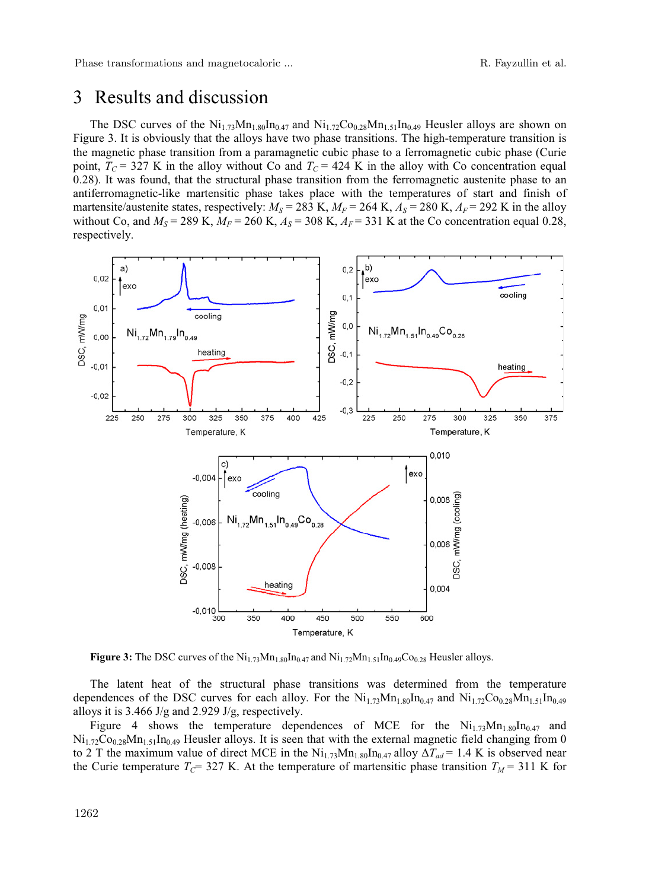# 3 Results and discussion

The DSC curves of the $Ni_{1.73}Mn_{1.80}In_{0.47}$ and $Ni_{1.72}Co_{0.28}Mn_{1.51}In_{0.49}$ Heusler alloys are shown on Figure 3. It is obviously that the alloys have two phase transitions. The high-temperature transition is the magnetic phase transition from a paramagnetic cubic phase to a ferromagnetic cubic phase (Curie point, $T_C$ = 327 K in the alloy without Co and $T_C$ = 424 K in the alloy with Co concentration equal 0.28). It was found, that the structural phase transition from the ferromagnetic austenite phase to an antiferromagnetic-like martensitic phase takes place with the temperatures of start and finish of martensite/austenite states, respectively: $M_S$ = 283 K, $M_F$ = 264 K, $A_S$ = 280 K, $A_F$ = 292 K in the alloy without Co, and $M_S$ = 289 K, $M_F$ = 260 K, $A_S$ = 308 K, $A_F$ = 331 K at the Co concentration equal 0.28, respectively.

**Figure 3:** The DSC curves of the $Ni_{1.73}Mn_{1.80}In_{0.47}$ and $Ni_{1.72}Mn_{1.51}In_{0.49}Co_{0.28}$ Heusler alloys.

The latent heat of the structural phase transitions was determined from the temperature dependences of the DSC curves for each alloy. For the $Ni_{1.73}Mn_{1.80}In_{0.47}$ and $Ni_{1.72}Co_{0.28}Mn_{1.51}In_{0.49}$ alloys it is 3.466 J/g and 2.929 J/g, respectively.

Figure 4 shows the temperature dependences of MCE for the $Ni_{1.73}Mn_{1.80}In_{0.47}$ and $Ni_{1.72}Co_{0.28}Mn_{1.51}In_{0.49}$ Heusler alloys. It is seen that with the external magnetic field changing from 0 to 2 T the maximum value of direct MCE in the $Ni_{1.73}Mn_{1.80}In_{0.47}$ alloy $\Delta T_{ad}$ = 1.4 K is observed near the Curie temperature $T_C$= 327 K. At the temperature of martensitic phase transition $T_M$ = 311 K for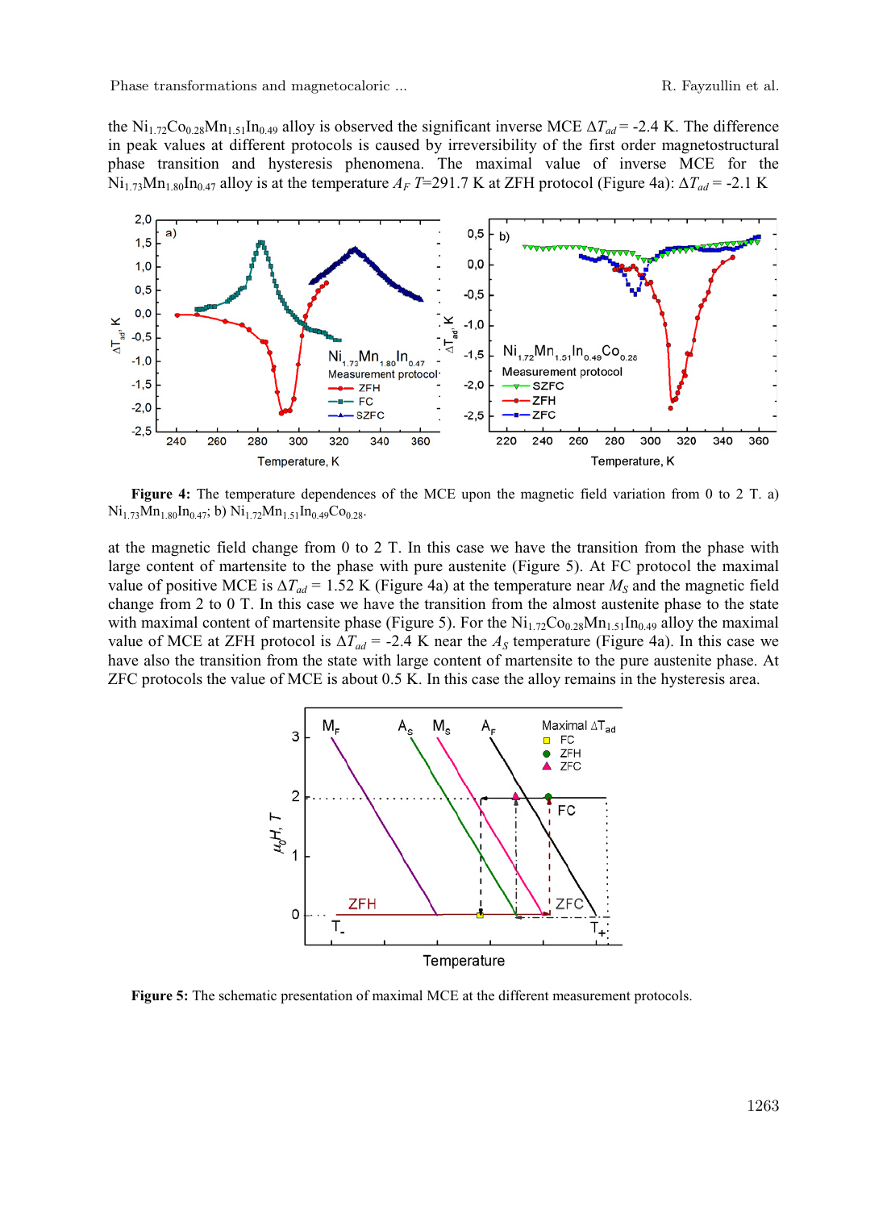the $Ni_{1.72}Co_{0.28}Mn_{1.51}In_{0.49}$ alloy is observed the significant inverse MCE $\Delta T_{ad}$ = -2.4 K. The difference in peak values at different protocols is caused by irreversibility of the first order magnetostructural phase transition and hysteresis phenomena. The maximal value of inverse MCE for the $Ni_{1.73}Mn_{1.80}In_{0.47}$ alloy is at the temperature $A_F$ $T$=291.7 K at ZFH protocol (Figure 4a): $\Delta T_{ad}$ = -2.1 K

**Figure 4:** The temperature dependences of the MCE upon the magnetic field variation from 0 to 2 T. a) $Ni_{1.73}Mn_{1.80}In_{0.47}$; b) $Ni_{1.72}Mn_{1.51}In_{0.49}Co_{0.28}$.

at the magnetic field change from 0 to 2 T. In this case we have the transition from the phase with large content of martensite to the phase with pure austenite (Figure 5). At FC protocol the maximal value of positive MCE is $\Delta T_{ad}$ = 1.52 K (Figure 4a) at the temperature near $M_S$ and the magnetic field change from 2 to 0 T. In this case we have the transition from the almost austenite phase to the state with maximal content of martensite phase (Figure 5). For the $Ni_{1.72}Co_{0.28}Mn_{1.51}In_{0.49}$ alloy the maximal value of MCE at ZFH protocol is $\Delta T_{ad}$ = -2.4 K near the $A_S$ temperature (Figure 4a). In this case we have also the transition from the state with large content of martensite to the pure austenite phase. At ZFC protocols the value of MCE is about 0.5 K. In this case the alloy remains in the hysteresis area.

**Figure 5:** The schematic presentation of maximal MCE at the different measurement protocols.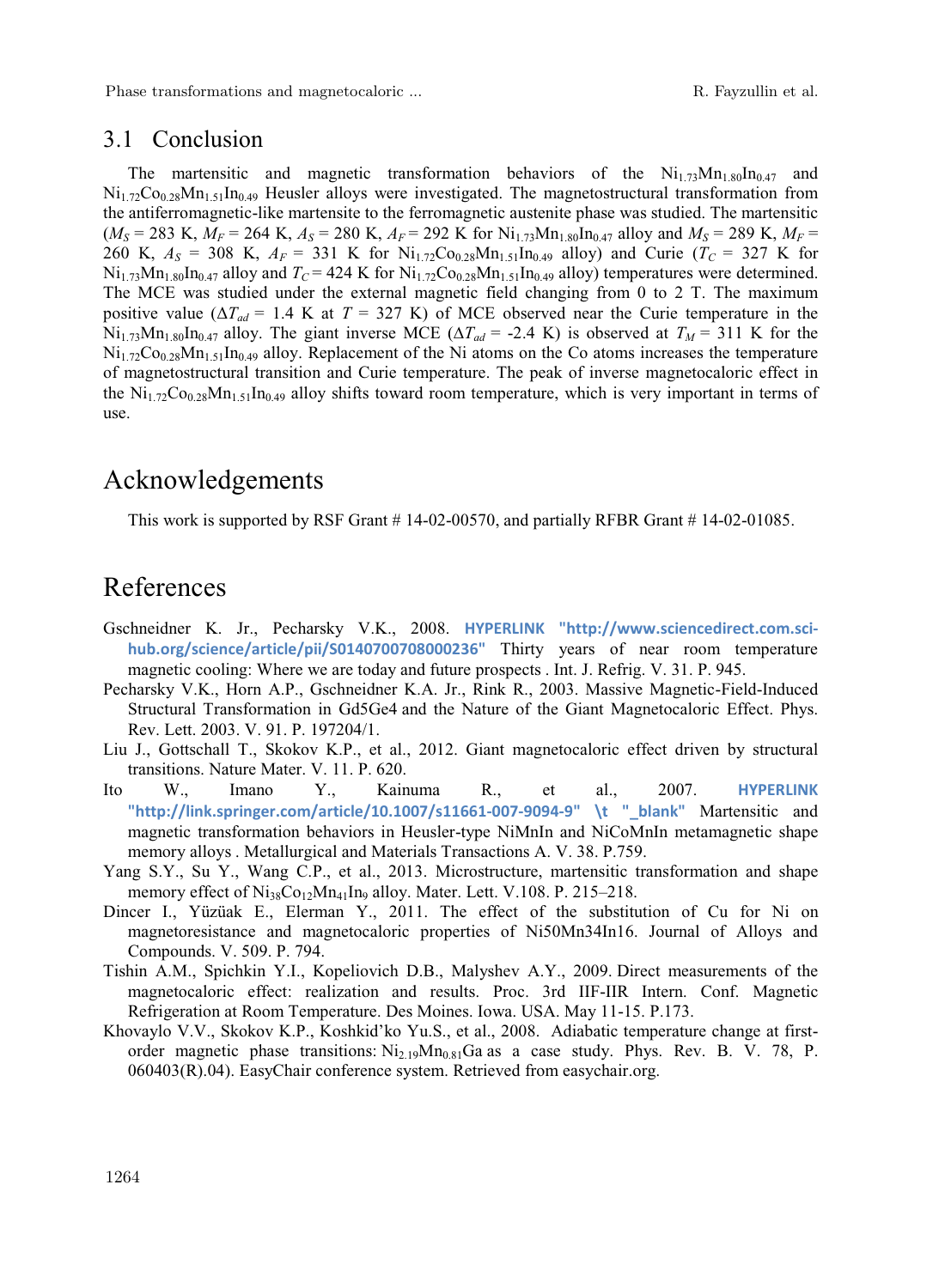## 3.1 Conclusion

The martensitic and magnetic transformation behaviors of the $Ni_{1.73}Mn_{1.80}In_{0.47}$ and $Ni_{1.72}Co_{0.28}Mn_{1.51}In_{0.49}$ Heusler alloys were investigated. The magnetostructural transformation from the antiferromagnetic-like martensite to the ferromagnetic austenite phase was studied. The martensitic ($M_S$ = 283 K, $M_F$ = 264 K, $A_S$ = 280 K, $A_F$ = 292 K for $Ni_{1.73}Mn_{1.80}In_{0.47}$ alloy and $M_S$ = 289 K, $M_F$ = 260 K, $A_S$ = 308 K, $A_F$ = 331 K for $Ni_{1.72}Co_{0.28}Mn_{1.51}In_{0.49}$ alloy) and Curie ($T_C$ = 327 K for $Ni_{1.73}Mn_{1.80}In_{0.47}$ alloy and $T_C$ = 424 K for $Ni_{1.72}Co_{0.28}Mn_{1.51}In_{0.49}$ alloy) temperatures were determined. The MCE was studied under the external magnetic field changing from 0 to 2 T. The maximum positive value ($\Delta T_{ad}$ = 1.4 K at $T$ = 327 K) of MCE observed near the Curie temperature in the $Ni_{1.73}Mn_{1.80}In_{0.47}$ alloy. The giant inverse MCE ($\Delta T_{ad}$ = -2.4 K) is observed at $T_M$ = 311 K for the $Ni_{1.72}Co_{0.28}Mn_{1.51}In_{0.49}$ alloy. Replacement of the Ni atoms on the Co atoms increases the temperature of magnetostructural transition and Curie temperature. The peak of inverse magnetocaloric effect in the $Ni_{1.72}Co_{0.28}Mn_{1.51}In_{0.49}$ alloy shifts toward room temperature, which is very important in terms of use.

# Acknowledgements

This work is supported by RSF Grant # 14-02-00570, and partially RFBR Grant # 14-02-01085.

# References

Gschneidner K. Jr., Pecharsky V.K., 2008. HYPERLINK "http://www.sciencedirect.com.sci-hub.org/science/article/pii/S0140700708000236" Thirty years of near room temperature magnetic cooling: Where we are today and future prospects . Int. J. Refrig. V. 31. P. 945.

Pecharsky V.K., Horn A.P., Gschneidner K.A. Jr., Rink R., 2003. Massive Magnetic-Field-Induced Structural Transformation in Gd5Ge4 and the Nature of the Giant Magnetocaloric Effect. Phys. Rev. Lett. 2003. V. 91. P. 197204/1.

Liu J., Gottschall T., Skokov K.P., et al., 2012. Giant magnetocaloric effect driven by structural transitions. Nature Mater. V. 11. P. 620.

Ito W., Imano Y., Kainuma R., et al., 2007. HYPERLINK "http://link.springer.com/article/10.1007/s11661-007-9094-9" \t "_blank" Martensitic and magnetic transformation behaviors in Heusler-type NiMnIn and NiCoMnIn metamagnetic shape memory alloys . Metallurgical and Materials Transactions A. V. 38. P.759.

Yang S.Y., Su Y., Wang C.P., et al., 2013. Microstructure, martensitic transformation and shape memory effect of $Ni_{38}Co_{12}Mn_{41}In_9$ alloy. Mater. Lett. V.108. P. 215–218.

Dincer I., Yüzüak E., Elerman Y., 2011. The effect of the substitution of Cu for Ni on magnetoresistance and magnetocaloric properties of Ni50Mn34In16. Journal of Alloys and Compounds. V. 509. P. 794.

Tishin A.M., Spichkin Y.I., Kopeliovich D.B., Malyshev A.Y., 2009. Direct measurements of the magnetocaloric effect: realization and results. Proc. 3rd IIF-IIR Intern. Conf. Magnetic Refrigeration at Room Temperature. Des Moines. Iowa. USA. May 11-15. P.173.

Khovaylo V.V., Skokov K.P., Koshkid'ko Yu.S., et al., 2008. Adiabatic temperature change at first-order magnetic phase transitions: $Ni_{2.19}Mn_{0.81}Ga$ as a case study. Phys. Rev. B. V. 78, P. 060403(R).04). EasyChair conference system. Retrieved from easychair.org.